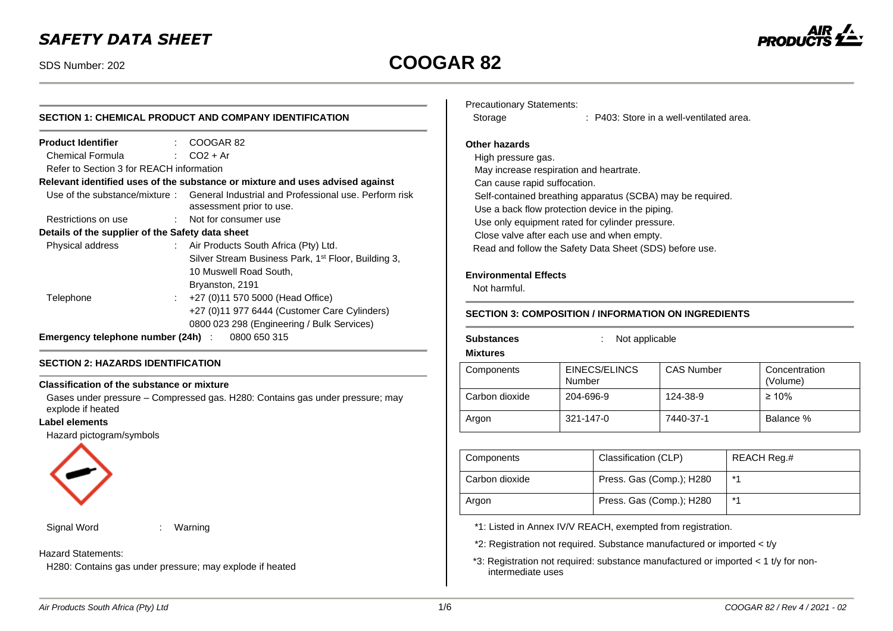# SAFETY DATA SHEET

SDS Number: 202

# COOGAR 82

## SECTION 1: CHEMICAL PRODUCT AND COMPANY IDENTIFICATION

**Product Identifier** : COOGAR 82

Chemical Formula : $CO_2$ + Ar

Refer to Section 3 for REACH information

**Relevant identified uses of the substance or mixture and uses advised against**

Use of the substance/mixture : General Industrial and Professional use. Perform risk assessment prior to use.

Restrictions on use : Not for consumer use

**Details of the supplier of the Safety data sheet**

Physical address : Air Products South Africa (Pty) Ltd.
Silver Stream Business Park, 1st Floor, Building 3,
10 Muswell Road South,
Bryanston, 2191

Telephone : +27 (0)11 570 5000 (Head Office)
+27 (0)11 977 6444 (Customer Care Cylinders)
0800 023 298 (Engineering / Bulk Services)

**Emergency telephone number (24h)** : 0800 650 315

## SECTION 2: HAZARDS IDENTIFICATION

**Classification of the substance or mixture**

Gases under pressure – Compressed gas. H280: Contains gas under pressure; may explode if heated

**Label elements**

Hazard pictogram/symbols

Signal Word : Warning

Hazard Statements:

H280: Contains gas under pressure; may explode if heated

Precautionary Statements:

Storage : P403: Store in a well-ventilated area.

**Other hazards**

High pressure gas.
May increase respiration and heartrate.
Can cause rapid suffocation.
Self-contained breathing apparatus (SCBA) may be required.
Use a back flow protection device in the piping.
Use only equipment rated for cylinder pressure.
Close valve after each use and when empty.
Read and follow the Safety Data Sheet (SDS) before use.

**Environmental Effects**

Not harmful.

## SECTION 3: COMPOSITION / INFORMATION ON INGREDIENTS

**Substances** : Not applicable

**Mixtures**

| Components | EINECS/ELINCS Number | CAS Number | Concentration (Volume) |
|---|---|---|---|
| Carbon dioxide | 204-696-9 | 124-38-9 | ≥ 10% |
| Argon | 321-147-0 | 7440-37-1 | Balance % |

| Components | Classification (CLP) | REACH Reg.# |
|---|---|---|
| Carbon dioxide | Press. Gas (Comp.); H280 | *1 |
| Argon | Press. Gas (Comp.); H280 | *1 |

*1: Listed in Annex IV/V REACH, exempted from registration.

*2: Registration not required. Substance manufactured or imported < t/y

*3: Registration not required: substance manufactured or imported < 1 t/y for non-intermediate uses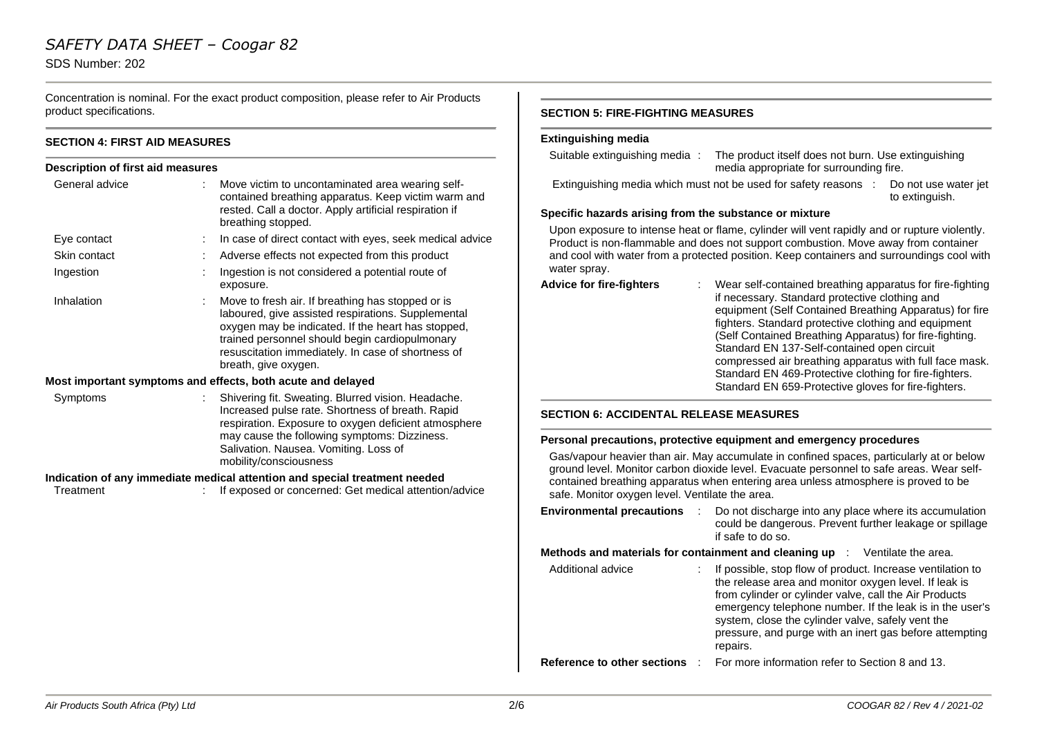Concentration is nominal. For the exact product composition, please refer to Air Products product specifications.

## SECTION 4: FIRST AID MEASURES

### Description of first aid measures

**General advice** : Move victim to uncontaminated area wearing self-contained breathing apparatus. Keep victim warm and rested. Call a doctor. Apply artificial respiration if breathing stopped.

**Eye contact** : In case of direct contact with eyes, seek medical advice

**Skin contact** : Adverse effects not expected from this product

**Ingestion** : Ingestion is not considered a potential route of exposure.

**Inhalation** : Move to fresh air. If breathing has stopped or is laboured, give assisted respirations. Supplemental oxygen may be indicated. If the heart has stopped, trained personnel should begin cardiopulmonary resuscitation immediately. In case of shortness of breath, give oxygen.

### Most important symptoms and effects, both acute and delayed

**Symptoms** : Shivering fit. Sweating. Blurred vision. Headache. Increased pulse rate. Shortness of breath. Rapid respiration. Exposure to oxygen deficient atmosphere may cause the following symptoms: Dizziness. Salivation. Nausea. Vomiting. Loss of mobility/consciousness

### Indication of any immediate medical attention and special treatment needed

**Treatment** : If exposed or concerned: Get medical attention/advice

## SECTION 5: FIRE-FIGHTING MEASURES

### Extinguishing media

**Suitable extinguishing media** : The product itself does not burn. Use extinguishing media appropriate for surrounding fire.

**Extinguishing media which must not be used for safety reasons** : Do not use water jet to extinguish.

### Specific hazards arising from the substance or mixture

Upon exposure to intense heat or flame, cylinder will vent rapidly and or rupture violently. Product is non-flammable and does not support combustion. Move away from container and cool with water from a protected position. Keep containers and surroundings cool with water spray.

**Advice for fire-fighters** : Wear self-contained breathing apparatus for fire-fighting if necessary. Standard protective clothing and equipment (Self Contained Breathing Apparatus) for fire fighters. Standard protective clothing and equipment (Self Contained Breathing Apparatus) for fire-fighting. Standard EN 137-Self-contained open circuit compressed air breathing apparatus with full face mask. Standard EN 469-Protective clothing for fire-fighters. Standard EN 659-Protective gloves for fire-fighters.

## SECTION 6: ACCIDENTAL RELEASE MEASURES

### Personal precautions, protective equipment and emergency procedures

Gas/vapour heavier than air. May accumulate in confined spaces, particularly at or below ground level. Monitor carbon dioxide level. Evacuate personnel to safe areas. Wear self-contained breathing apparatus when entering area unless atmosphere is proved to be safe. Monitor oxygen level. Ventilate the area.

**Environmental precautions** : Do not discharge into any place where its accumulation could be dangerous. Prevent further leakage or spillage if safe to do so.

**Methods and materials for containment and cleaning up** : Ventilate the area.

**Additional advice** : If possible, stop flow of product. Increase ventilation to the release area and monitor oxygen level. If leak is from cylinder or cylinder valve, call the Air Products emergency telephone number. If the leak is in the user's system, close the cylinder valve, safely vent the pressure, and purge with an inert gas before attempting repairs.

**Reference to other sections** : For more information refer to Section 8 and 13.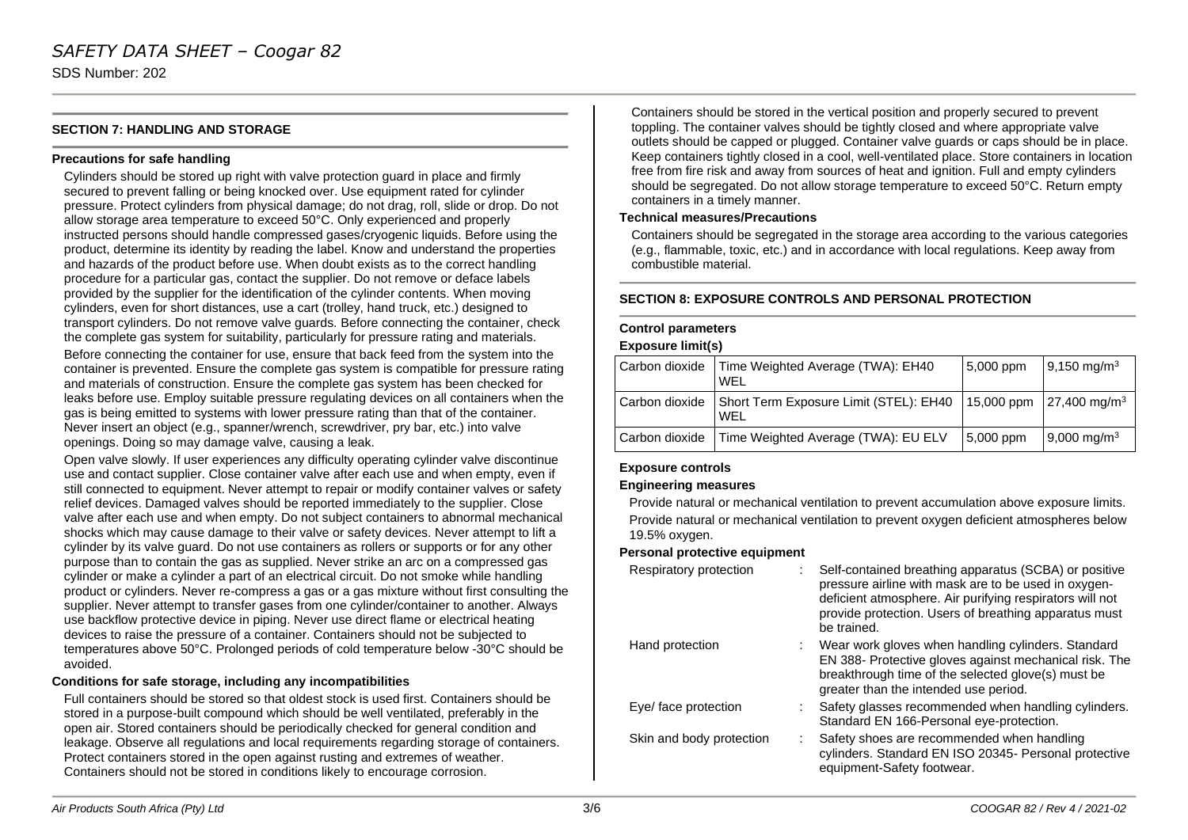## SECTION 7: HANDLING AND STORAGE

### Precautions for safe handling

Cylinders should be stored up right with valve protection guard in place and firmly secured to prevent falling or being knocked over. Use equipment rated for cylinder pressure. Protect cylinders from physical damage; do not drag, roll, slide or drop. Do not allow storage area temperature to exceed 50°C. Only experienced and properly instructed persons should handle compressed gases/cryogenic liquids. Before using the product, determine its identity by reading the label. Know and understand the properties and hazards of the product before use. When doubt exists as to the correct handling procedure for a particular gas, contact the supplier. Do not remove or deface labels provided by the supplier for the identification of the cylinder contents. When moving cylinders, even for short distances, use a cart (trolley, hand truck, etc.) designed to transport cylinders. Do not remove valve guards. Before connecting the container, check the complete gas system for suitability, particularly for pressure rating and materials.

Before connecting the container for use, ensure that back feed from the system into the container is prevented. Ensure the complete gas system is compatible for pressure rating and materials of construction. Ensure the complete gas system has been checked for leaks before use. Employ suitable pressure regulating devices on all containers when the gas is being emitted to systems with lower pressure rating than that of the container. Never insert an object (e.g., spanner/wrench, screwdriver, pry bar, etc.) into valve openings. Doing so may damage valve, causing a leak.

Open valve slowly. If user experiences any difficulty operating cylinder valve discontinue use and contact supplier. Close container valve after each use and when empty, even if still connected to equipment. Never attempt to repair or modify container valves or safety relief devices. Damaged valves should be reported immediately to the supplier. Close valve after each use and when empty. Do not subject containers to abnormal mechanical shocks which may cause damage to their valve or safety devices. Never attempt to lift a cylinder by its valve guard. Do not use containers as rollers or supports or for any other purpose than to contain the gas as supplied. Never strike an arc on a compressed gas cylinder or make a cylinder a part of an electrical circuit. Do not smoke while handling product or cylinders. Never re-compress a gas or a gas mixture without first consulting the supplier. Never attempt to transfer gases from one cylinder/container to another. Always use backflow protective device in piping. Never use direct flame or electrical heating devices to raise the pressure of a container. Containers should not be subjected to temperatures above 50°C. Prolonged periods of cold temperature below -30°C should be avoided.

### Conditions for safe storage, including any incompatibilities

Full containers should be stored so that oldest stock is used first. Containers should be stored in a purpose-built compound which should be well ventilated, preferably in the open air. Stored containers should be periodically checked for general condition and leakage. Observe all regulations and local requirements regarding storage of containers. Protect containers stored in the open against rusting and extremes of weather. Containers should not be stored in conditions likely to encourage corrosion.

Containers should be stored in the vertical position and properly secured to prevent toppling. The container valves should be tightly closed and where appropriate valve outlets should be capped or plugged. Container valve guards or caps should be in place. Keep containers tightly closed in a cool, well-ventilated place. Store containers in location free from fire risk and away from sources of heat and ignition. Full and empty cylinders should be segregated. Do not allow storage temperature to exceed 50°C. Return empty containers in a timely manner.

### Technical measures/Precautions

Containers should be segregated in the storage area according to the various categories (e.g., flammable, toxic, etc.) and in accordance with local regulations. Keep away from combustible material.

## SECTION 8: EXPOSURE CONTROLS AND PERSONAL PROTECTION

### Control parameters

**Exposure limit(s)**

| | | | |
|---|---|---|---|
| Carbon dioxide | Time Weighted Average (TWA): EH40 WEL | 5,000 ppm | 9,150 mg/m$^3$ |
| Carbon dioxide | Short Term Exposure Limit (STEL): EH40 WEL | 15,000 ppm | 27,400 mg/m$^3$ |
| Carbon dioxide | Time Weighted Average (TWA): EU ELV | 5,000 ppm | 9,000 mg/m$^3$ |

### Exposure controls

**Engineering measures**

Provide natural or mechanical ventilation to prevent accumulation above exposure limits.

Provide natural or mechanical ventilation to prevent oxygen deficient atmospheres below 19.5% oxygen.

**Personal protective equipment**

Respiratory protection : Self-contained breathing apparatus (SCBA) or positive pressure airline with mask are to be used in oxygen-deficient atmosphere. Air purifying respirators will not provide protection. Users of breathing apparatus must be trained.

Hand protection : Wear work gloves when handling cylinders. Standard EN 388- Protective gloves against mechanical risk. The breakthrough time of the selected glove(s) must be greater than the intended use period.

Eye/ face protection : Safety glasses recommended when handling cylinders. Standard EN 166-Personal eye-protection.

Skin and body protection : Safety shoes are recommended when handling cylinders. Standard EN ISO 20345- Personal protective equipment-Safety footwear.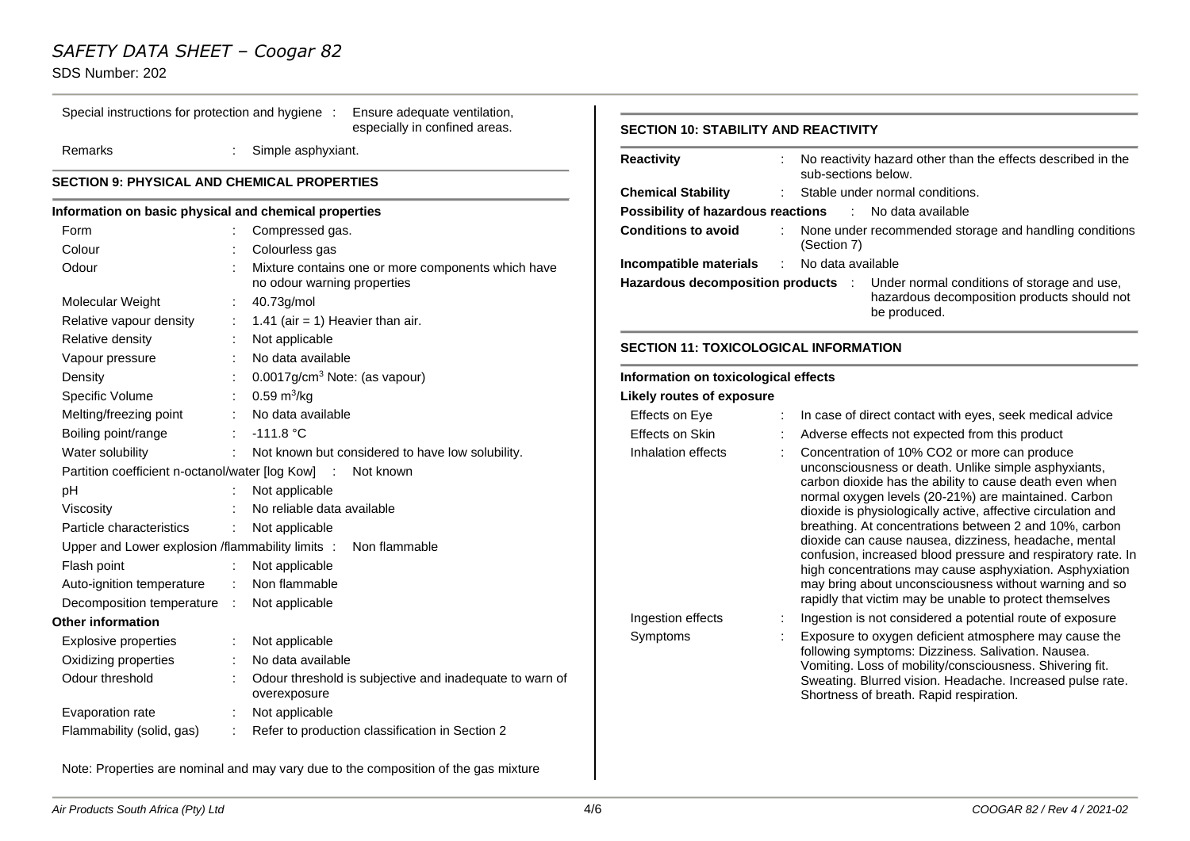Special instructions for protection and hygiene : Ensure adequate ventilation, especially in confined areas.

Remarks : Simple asphyxiant.

## SECTION 9: PHYSICAL AND CHEMICAL PROPERTIES

### Information on basic physical and chemical properties

| Property | Value |
|---|---|
| Form | Compressed gas. |
| Colour | Colourless gas |
| Odour | Mixture contains one or more components which have no odour warning properties |
| Molecular Weight | 40.73g/mol |
| Relative vapour density | 1.41 (air = 1) Heavier than air. |
| Relative density | Not applicable |
| Vapour pressure | No data available |
| Density | 0.0017g/cm$^3$ Note: (as vapour) |
| Specific Volume | 0.59 m$^3$/kg |
| Melting/freezing point | No data available |
| Boiling point/range | -111.8 °C |
| Water solubility | Not known but considered to have low solubility. |
| Partition coefficient n-octanol/water [log Kow] | Not known |
| pH | Not applicable |
| Viscosity | No reliable data available |
| Particle characteristics | Not applicable |
| Upper and Lower explosion /flammability limits | Non flammable |
| Flash point | Not applicable |
| Auto-ignition temperature | Non flammable |
| Decomposition temperature | Not applicable |

### Other information

| Property | Value |
|---|---|
| Explosive properties | Not applicable |
| Oxidizing properties | No data available |
| Odour threshold | Odour threshold is subjective and inadequate to warn of overexposure |
| Evaporation rate | Not applicable |
| Flammability (solid, gas) | Refer to production classification in Section 2 |

Note: Properties are nominal and may vary due to the composition of the gas mixture

## SECTION 10: STABILITY AND REACTIVITY

**Reactivity** : No reactivity hazard other than the effects described in the sub-sections below.

**Chemical Stability** : Stable under normal conditions.

**Possibility of hazardous reactions** : No data available

**Conditions to avoid** : None under recommended storage and handling conditions (Section 7)

**Incompatible materials** : No data available

**Hazardous decomposition products** : Under normal conditions of storage and use, hazardous decomposition products should not be produced.

## SECTION 11: TOXICOLOGICAL INFORMATION

### Information on toxicological effects

**Likely routes of exposure**

Effects on Eye : In case of direct contact with eyes, seek medical advice

Effects on Skin : Adverse effects not expected from this product

Inhalation effects : Concentration of 10% CO2 or more can produce unconsciousness or death. Unlike simple asphyxiants, carbon dioxide has the ability to cause death even when normal oxygen levels (20-21%) are maintained. Carbon dioxide is physiologically active, affective circulation and breathing. At concentrations between 2 and 10%, carbon dioxide can cause nausea, dizziness, headache, mental confusion, increased blood pressure and respiratory rate. In high concentrations may cause asphyxiation. Asphyxiation may bring about unconsciousness without warning and so rapidly that victim may be unable to protect themselves

Ingestion effects : Ingestion is not considered a potential route of exposure

Symptoms : Exposure to oxygen deficient atmosphere may cause the following symptoms: Dizziness. Salivation. Nausea. Vomiting. Loss of mobility/consciousness. Shivering fit. Sweating. Blurred vision. Headache. Increased pulse rate. Shortness of breath. Rapid respiration.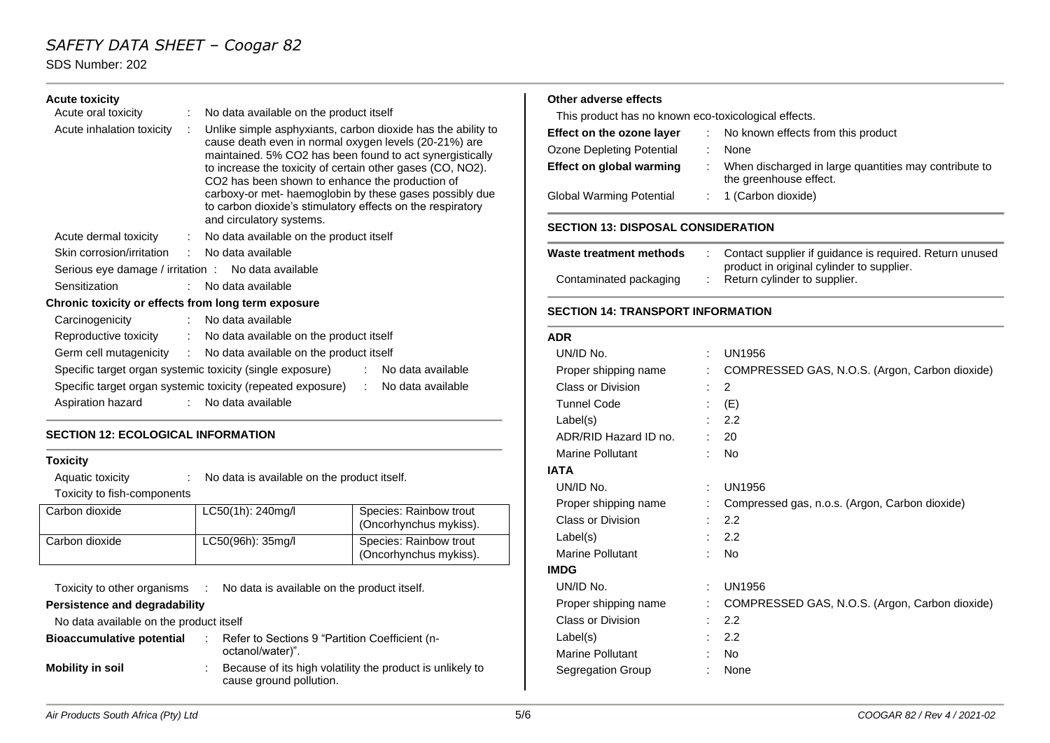**Acute toxicity**

Acute oral toxicity : No data available on the product itself

Acute inhalation toxicity : Unlike simple asphyxiants, carbon dioxide has the ability to cause death even in normal oxygen levels (20-21%) are maintained. 5% $CO_2$ has been found to act synergistically to increase the toxicity of certain other gases (CO, $NO_2$). $CO_2$ has been shown to enhance the production of carboxy-or met- haemoglobin by these gases possibly due to carbon dioxide's stimulatory effects on the respiratory and circulatory systems.

Acute dermal toxicity : No data available on the product itself

Skin corrosion/irritation : No data available

Serious eye damage / irritation : No data available

Sensitization : No data available

**Chronic toxicity or effects from long term exposure**

Carcinogenicity : No data available

Reproductive toxicity : No data available on the product itself

Germ cell mutagenicity : No data available on the product itself

Specific target organ systemic toxicity (single exposure) : No data available

Specific target organ systemic toxicity (repeated exposure) : No data available

Aspiration hazard : No data available

## SECTION 12: ECOLOGICAL INFORMATION

**Toxicity**

Aquatic toxicity : No data is available on the product itself.

Toxicity to fish-components

| Carbon dioxide | LC50(1h): 240mg/l | Species: Rainbow trout (Oncorhynchus mykiss). |
|---|---|---|
| Carbon dioxide | LC50(96h): 35mg/l | Species: Rainbow trout (Oncorhynchus mykiss). |

Toxicity to other organisms : No data is available on the product itself.

**Persistence and degradability**

No data available on the product itself

**Bioaccumulative potential** : Refer to Sections 9 "Partition Coefficient (n-octanol/water)".

**Mobility in soil** : Because of its high volatility the product is unlikely to cause ground pollution.

**Other adverse effects**

This product has no known eco-toxicological effects.

**Effect on the ozone layer** : No known effects from this product

Ozone Depleting Potential : None

**Effect on global warming** : When discharged in large quantities may contribute to the greenhouse effect.

Global Warming Potential : 1 (Carbon dioxide)

## SECTION 13: DISPOSAL CONSIDERATION

**Waste treatment methods** : Contact supplier if guidance is required. Return unused product in original cylinder to supplier.

Contaminated packaging : Return cylinder to supplier.

## SECTION 14: TRANSPORT INFORMATION

**ADR**

UN/ID No. : UN1956

Proper shipping name : COMPRESSED GAS, N.O.S. (Argon, Carbon dioxide)

Class or Division : 2

Tunnel Code : (E)

Label(s) : 2.2

ADR/RID Hazard ID no. : 20

Marine Pollutant : No

**IATA**

UN/ID No. : UN1956

Proper shipping name : Compressed gas, n.o.s. (Argon, Carbon dioxide)

Class or Division : 2.2

Label(s) : 2.2

Marine Pollutant : No

**IMDG**

UN/ID No. : UN1956

Proper shipping name : COMPRESSED GAS, N.O.S. (Argon, Carbon dioxide)

Class or Division : 2.2

Label(s) : 2.2

Marine Pollutant : No

Segregation Group : None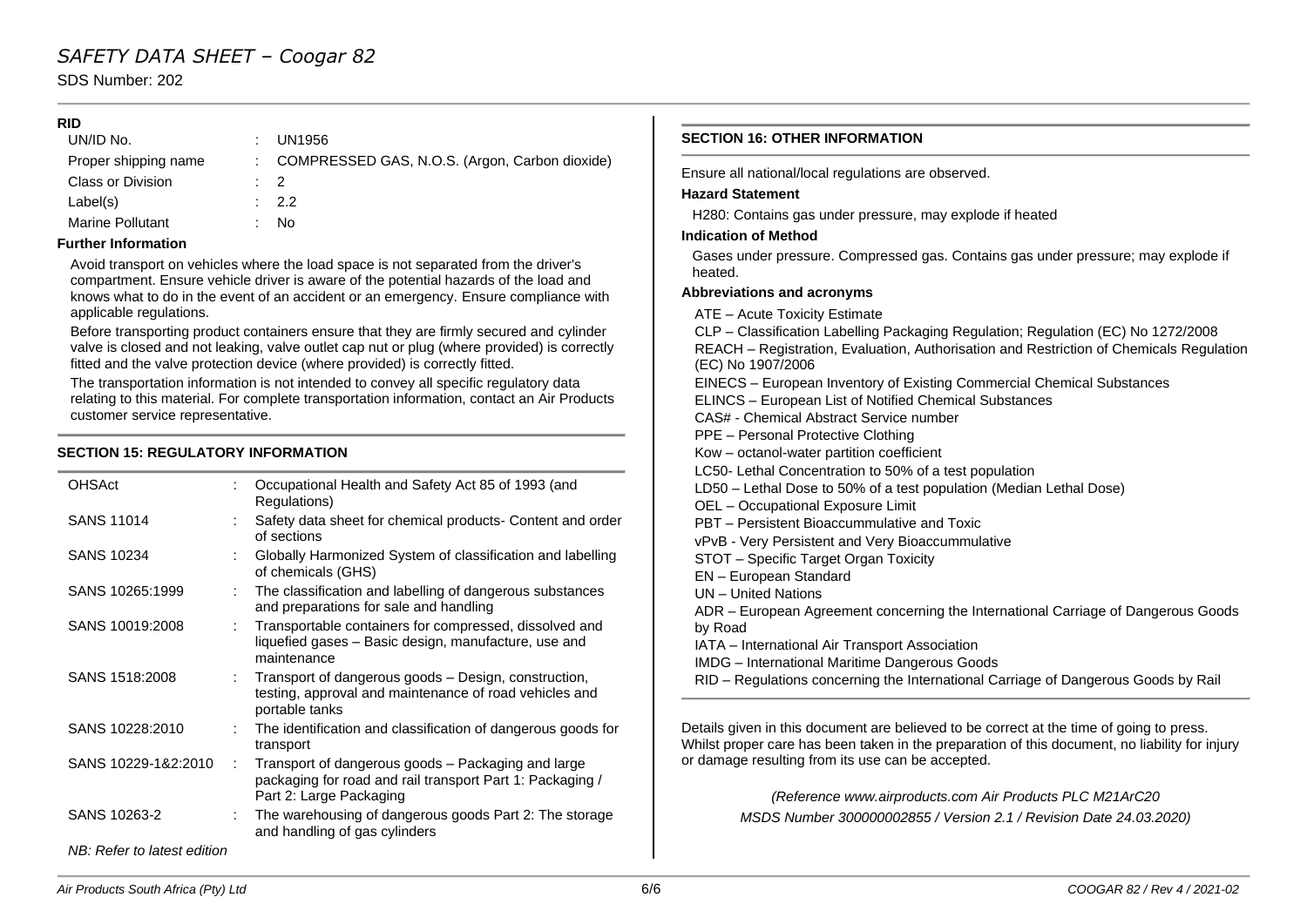**RID**

| | | |
|---|---|---|
| UN/ID No. | : | UN1956 |
| Proper shipping name | : | COMPRESSED GAS, N.O.S. (Argon, Carbon dioxide) |
| Class or Division | : | 2 |
| Label(s) | : | 2.2 |
| Marine Pollutant | : | No |

**Further Information**

Avoid transport on vehicles where the load space is not separated from the driver's compartment. Ensure vehicle driver is aware of the potential hazards of the load and knows what to do in the event of an accident or an emergency. Ensure compliance with applicable regulations.

Before transporting product containers ensure that they are firmly secured and cylinder valve is closed and not leaking, valve outlet cap nut or plug (where provided) is correctly fitted and the valve protection device (where provided) is correctly fitted.

The transportation information is not intended to convey all specific regulatory data relating to this material. For complete transportation information, contact an Air Products customer service representative.

## SECTION 15: REGULATORY INFORMATION

| | | |
|---|---|---|
| OHSAct | : | Occupational Health and Safety Act 85 of 1993 (and Regulations) |
| SANS 11014 | : | Safety data sheet for chemical products- Content and order of sections |
| SANS 10234 | : | Globally Harmonized System of classification and labelling of chemicals (GHS) |
| SANS 10265:1999 | : | The classification and labelling of dangerous substances and preparations for sale and handling |
| SANS 10019:2008 | : | Transportable containers for compressed, dissolved and liquefied gases – Basic design, manufacture, use and maintenance |
| SANS 1518:2008 | : | Transport of dangerous goods – Design, construction, testing, approval and maintenance of road vehicles and portable tanks |
| SANS 10228:2010 | : | The identification and classification of dangerous goods for transport |
| SANS 10229-1&2:2010 | : | Transport of dangerous goods – Packaging and large packaging for road and rail transport Part 1: Packaging / Part 2: Large Packaging |
| SANS 10263-2 | : | The warehousing of dangerous goods Part 2: The storage and handling of gas cylinders |

*NB: Refer to latest edition*

## SECTION 16: OTHER INFORMATION

Ensure all national/local regulations are observed.

**Hazard Statement**

H280: Contains gas under pressure, may explode if heated

**Indication of Method**

Gases under pressure. Compressed gas. Contains gas under pressure; may explode if heated.

**Abbreviations and acronyms**

ATE – Acute Toxicity Estimate
CLP – Classification Labelling Packaging Regulation; Regulation (EC) No 1272/2008
REACH – Registration, Evaluation, Authorisation and Restriction of Chemicals Regulation (EC) No 1907/2006
EINECS – European Inventory of Existing Commercial Chemical Substances
ELINCS – European List of Notified Chemical Substances
CAS# - Chemical Abstract Service number
PPE – Personal Protective Clothing
Kow – octanol-water partition coefficient
LC50- Lethal Concentration to 50% of a test population
LD50 – Lethal Dose to 50% of a test population (Median Lethal Dose)
OEL – Occupational Exposure Limit
PBT – Persistent Bioaccummulative and Toxic
vPvB - Very Persistent and Very Bioaccummulative
STOT – Specific Target Organ Toxicity
EN – European Standard
UN – United Nations
ADR – European Agreement concerning the International Carriage of Dangerous Goods by Road
IATA – International Air Transport Association
IMDG – International Maritime Dangerous Goods
RID – Regulations concerning the International Carriage of Dangerous Goods by Rail

Details given in this document are believed to be correct at the time of going to press. Whilst proper care has been taken in the preparation of this document, no liability for injury or damage resulting from its use can be accepted.

*(Reference www.airproducts.com Air Products PLC M21ArC20*
*MSDS Number 300000002855 / Version 2.1 / Revision Date 24.03.2020)*